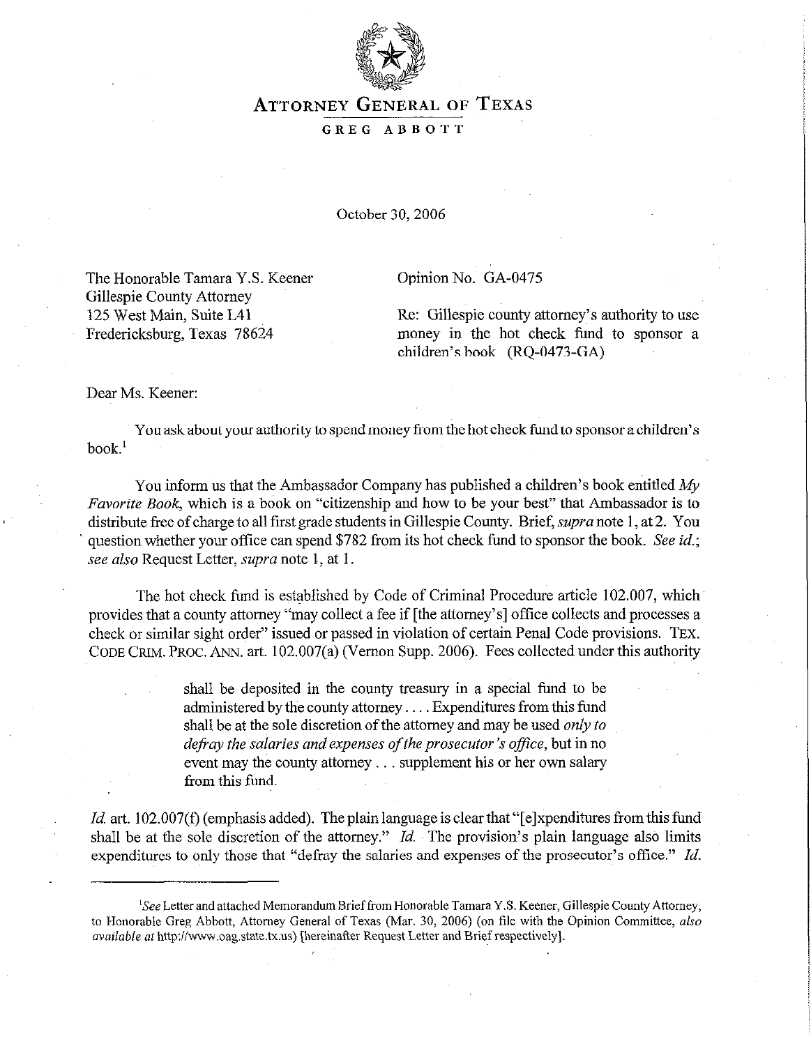# ATTORNEY GENERAL OF TEXAS

GREG ABBOTT

October 30, 2006

The Honorable Tamara Y.S. Keener
Gillespie County Attorney
125 West Main, Suite L41
Fredericksburg, Texas 78624

Opinion No. GA-0475

Re: Gillespie county attorney's authority to use money in the hot check fund to sponsor a children's book (RQ-0473-GA)

Dear Ms. Keener:

You ask about your authority to spend money from the hot check fund to sponsor a children's book.[1]

You inform us that the Ambassador Company has published a children's book entitled *My Favorite Book*, which is a book on "citizenship and how to be your best" that Ambassador is to distribute free of charge to all first grade students in Gillespie County. Brief, *supra* note 1, at 2. You question whether your office can spend $782 from its hot check fund to sponsor the book. *See id.*; *see also* Request Letter, *supra* note 1, at 1.

The hot check fund is established by Code of Criminal Procedure article 102.007, which provides that a county attorney "may collect a fee if [the attorney's] office collects and processes a check or similar sight order" issued or passed in violation of certain Penal Code provisions. TEX. CODE CRIM. PROC. ANN. art. 102.007(a) (Vernon Supp. 2006). Fees collected under this authority

> shall be deposited in the county treasury in a special fund to be administered by the county attorney . . . . Expenditures from this fund shall be at the sole discretion of the attorney and may be used *only to defray the salaries and expenses of the prosecutor's office*, but in no event may the county attorney . . . supplement his or her own salary from this fund.

*Id.* art. 102.007(f) (emphasis added). The plain language is clear that "[e]xpenditures from this fund shall be at the sole discretion of the attorney." *Id.* The provision's plain language also limits expenditures to only those that "defray the salaries and expenses of the prosecutor's office." *Id.*

---

[1]*See* Letter and attached Memorandum Brief from Honorable Tamara Y.S. Keener, Gillespie County Attorney, to Honorable Greg Abbott, Attorney General of Texas (Mar. 30, 2006) (on file with the Opinion Committee, *also available at* http://www.oag.state.tx.us) [hereinafter Request Letter and Brief respectively].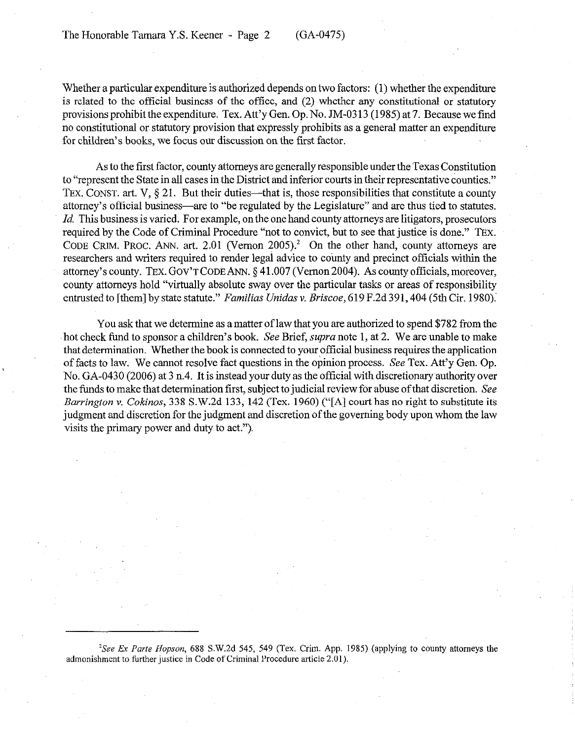Whether a particular expenditure is authorized depends on two factors: (1) whether the expenditure is related to the official business of the office, and (2) whether any constitutional or statutory provisions prohibit the expenditure. Tex. Att'y Gen. Op. No. JM-0313 (1985) at 7. Because we find no constitutional or statutory provision that expressly prohibits as a general matter an expenditure for children's books, we focus our discussion on the first factor.

As to the first factor, county attorneys are generally responsible under the Texas Constitution to "represent the State in all cases in the District and inferior courts in their representative counties." TEX. CONST. art. V, § 21. But their duties—that is, those responsibilities that constitute a county attorney's official business—are to "be regulated by the Legislature" and are thus tied to statutes. *Id.* This business is varied. For example, on the one hand county attorneys are litigators, prosecutors required by the Code of Criminal Procedure "not to convict, but to see that justice is done." TEX. CODE CRIM. PROC. ANN. art. 2.01 (Vernon 2005).[2] On the other hand, county attorneys are researchers and writers required to render legal advice to county and precinct officials within the attorney's county. TEX. GOV'T CODE ANN. § 41.007 (Vernon 2004). As county officials, moreover, county attorneys hold "virtually absolute sway over the particular tasks or areas of responsibility entrusted to [them] by state statute." *Familias Unidas v. Briscoe*, 619 F.2d 391, 404 (5th Cir. 1980).

You ask that we determine as a matter of law that you are authorized to spend $782 from the hot check fund to sponsor a children's book. *See* Brief, *supra* note 1, at 2. We are unable to make that determination. Whether the book is connected to your official business requires the application of facts to law. We cannot resolve fact questions in the opinion process. *See* Tex. Att'y Gen. Op. No. GA-0430 (2006) at 3 n.4. It is instead your duty as the official with discretionary authority over the funds to make that determination first, subject to judicial review for abuse of that discretion. *See Barrington v. Cokinos*, 338 S.W.2d 133, 142 (Tex. 1960) ("[A] court has no right to substitute its judgment and discretion for the judgment and discretion of the governing body upon whom the law visits the primary power and duty to act.").

---

[2]*See Ex Parte Hopson*, 688 S.W.2d 545, 549 (Tex. Crim. App. 1985) (applying to county attorneys the admonishment to further justice in Code of Criminal Procedure article 2.01).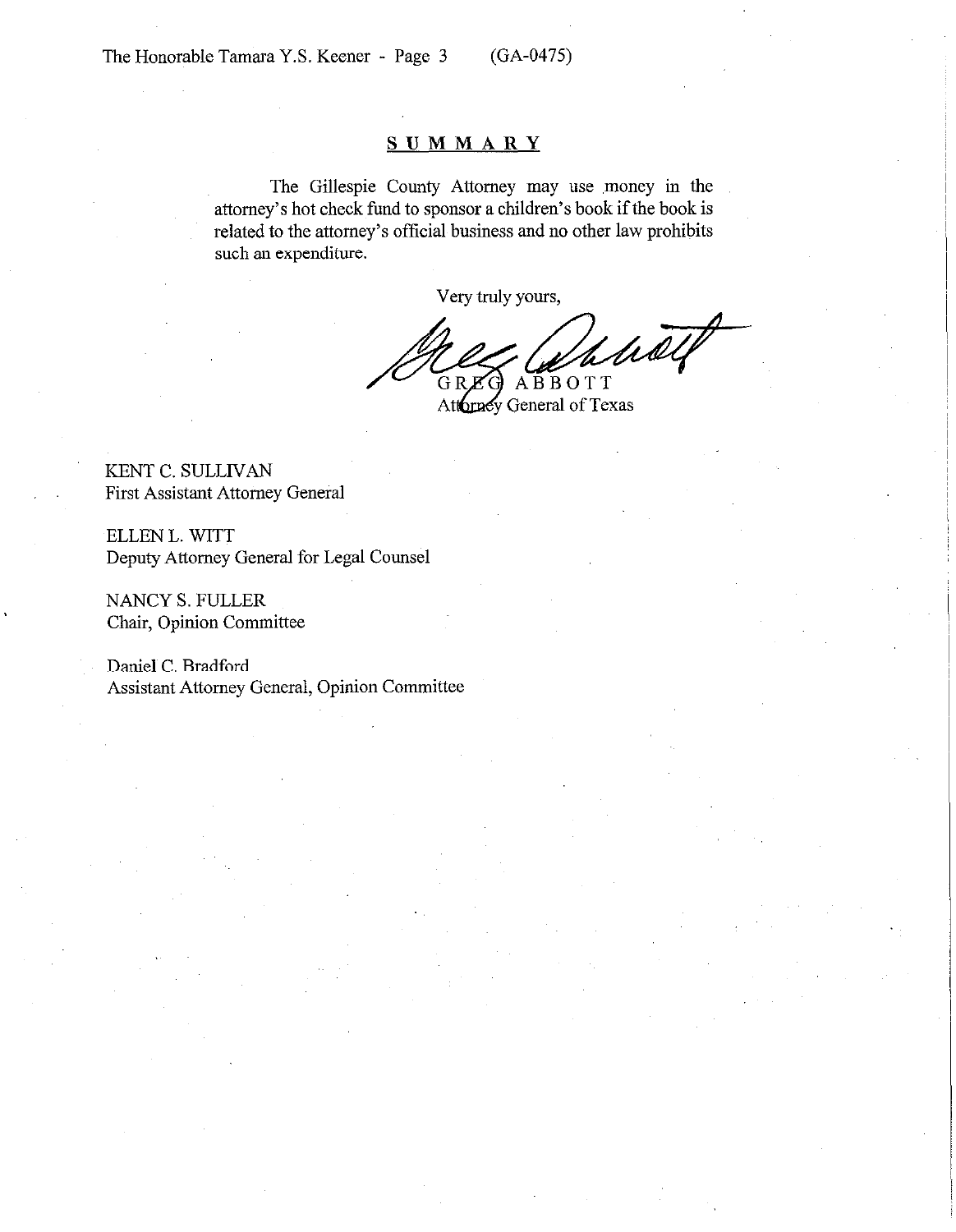## SUMMARY

The Gillespie County Attorney may use money in the attorney's hot check fund to sponsor a children's book if the book is related to the attorney's official business and no other law prohibits such an expenditure.

Very truly yours,

GREG ABBOTT
Attorney General of Texas

KENT C. SULLIVAN
First Assistant Attorney General

ELLEN L. WITT
Deputy Attorney General for Legal Counsel

NANCY S. FULLER
Chair, Opinion Committee

Daniel C. Bradford
Assistant Attorney General, Opinion Committee